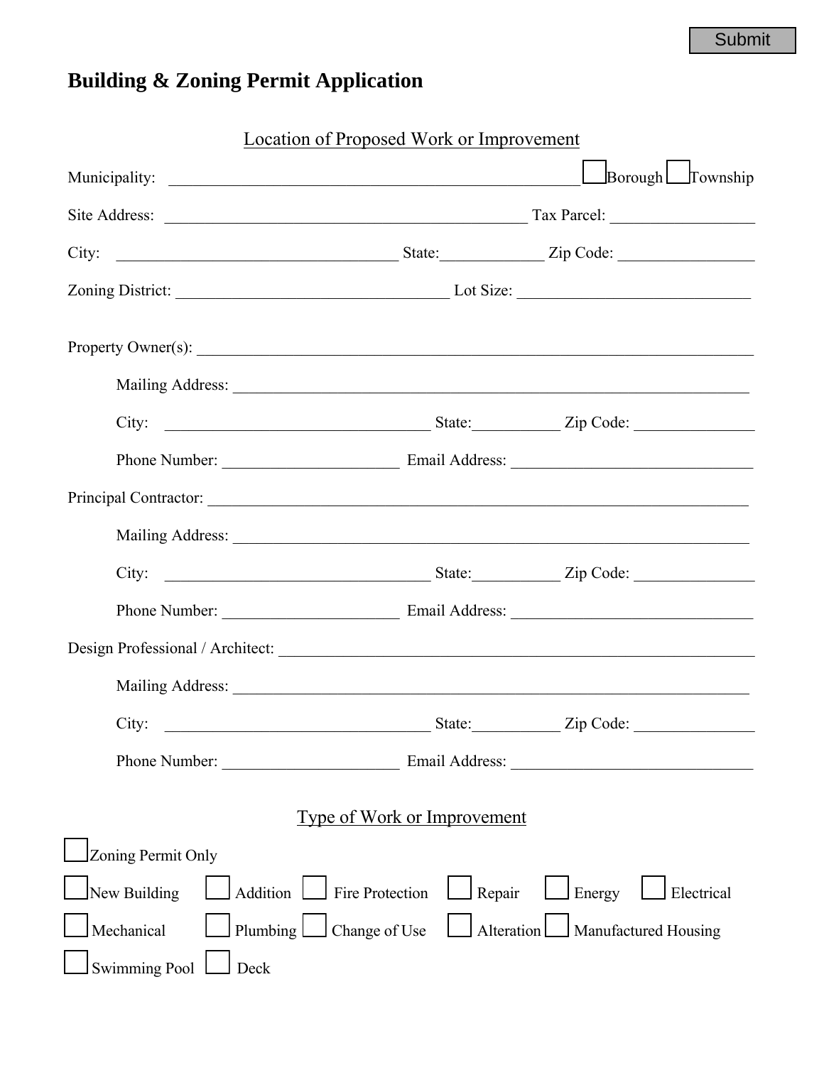Submit

# Building & Zoning Permit Application

## Location of Proposed Work or Improvement

Municipality: ______________________________________________ ☐ Borough ☐ Township

Site Address: ________________________________________ Tax Parcel: ________________

City: ________________________________ State:___________ Zip Code: ________________

Zoning District: _______________________________ Lot Size: ___________________________

Property Owner(s): _______________________________________________________________

Mailing Address: _________________________________________________________

City: ______________________________ State:__________ Zip Code: ______________

Phone Number: ____________________ Email Address: ___________________________

Principal Contractor: ______________________________________________________________

Mailing Address: _________________________________________________________

City: ______________________________ State:__________ Zip Code: ______________

Phone Number: ____________________ Email Address: ___________________________

Design Professional / Architect: _____________________________________________________

Mailing Address: _________________________________________________________

City: ______________________________ State:__________ Zip Code: ______________

Phone Number: ____________________ Email Address: ___________________________

## Type of Work or Improvement

☐ Zoning Permit Only

☐ New Building ☐ Addition ☐ Fire Protection ☐ Repair ☐ Energy ☐ Electrical

☐ Mechanical ☐ Plumbing ☐ Change of Use ☐ Alteration ☐ Manufactured Housing

☐ Swimming Pool ☐ Deck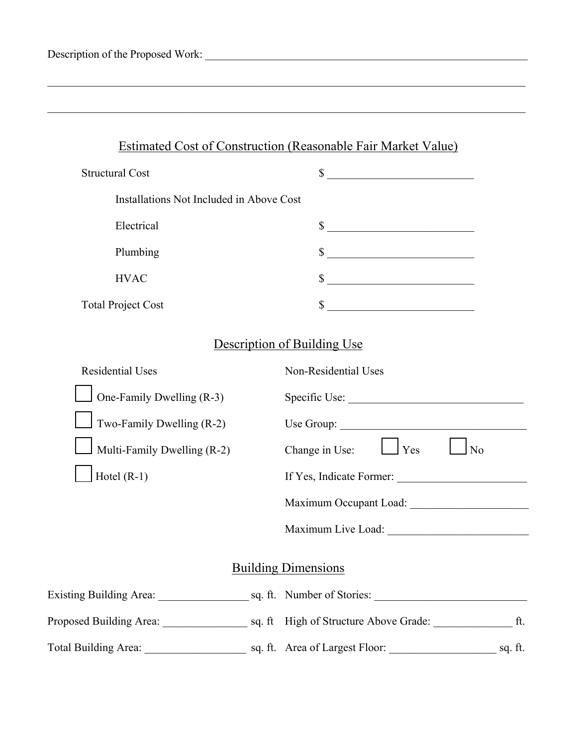Description of the Proposed Work: ______________________________________________________________

______________________________________________________________________________________________

______________________________________________________________________________________________

## Estimated Cost of Construction (Reasonable Fair Market Value)

Structural Cost $ __________________________

Installations Not Included in Above Cost

Electrical $ __________________________

Plumbing $ __________________________

HVAC $ __________________________

Total Project Cost $ __________________________

## Description of Building Use

**Residential Uses**

☐ One-Family Dwelling (R-3)

☐ Two-Family Dwelling (R-2)

☐ Multi-Family Dwelling (R-2)

☐ Hotel (R-1)

**Non-Residential Uses**

Specific Use: _______________________________

Use Group: __________________________________

Change in Use: ☐ Yes ☐ No

If Yes, Indicate Former: _______________________

Maximum Occupant Load: _____________________

Maximum Live Load: _________________________

## Building Dimensions

Existing Building Area: ________________ sq. ft.

Proposed Building Area: _______________ sq. ft

Total Building Area: _________________ sq. ft.

Number of Stories: ___________________________

High of Structure Above Grade: ______________ ft.

Area of Largest Floor: __________________ sq. ft.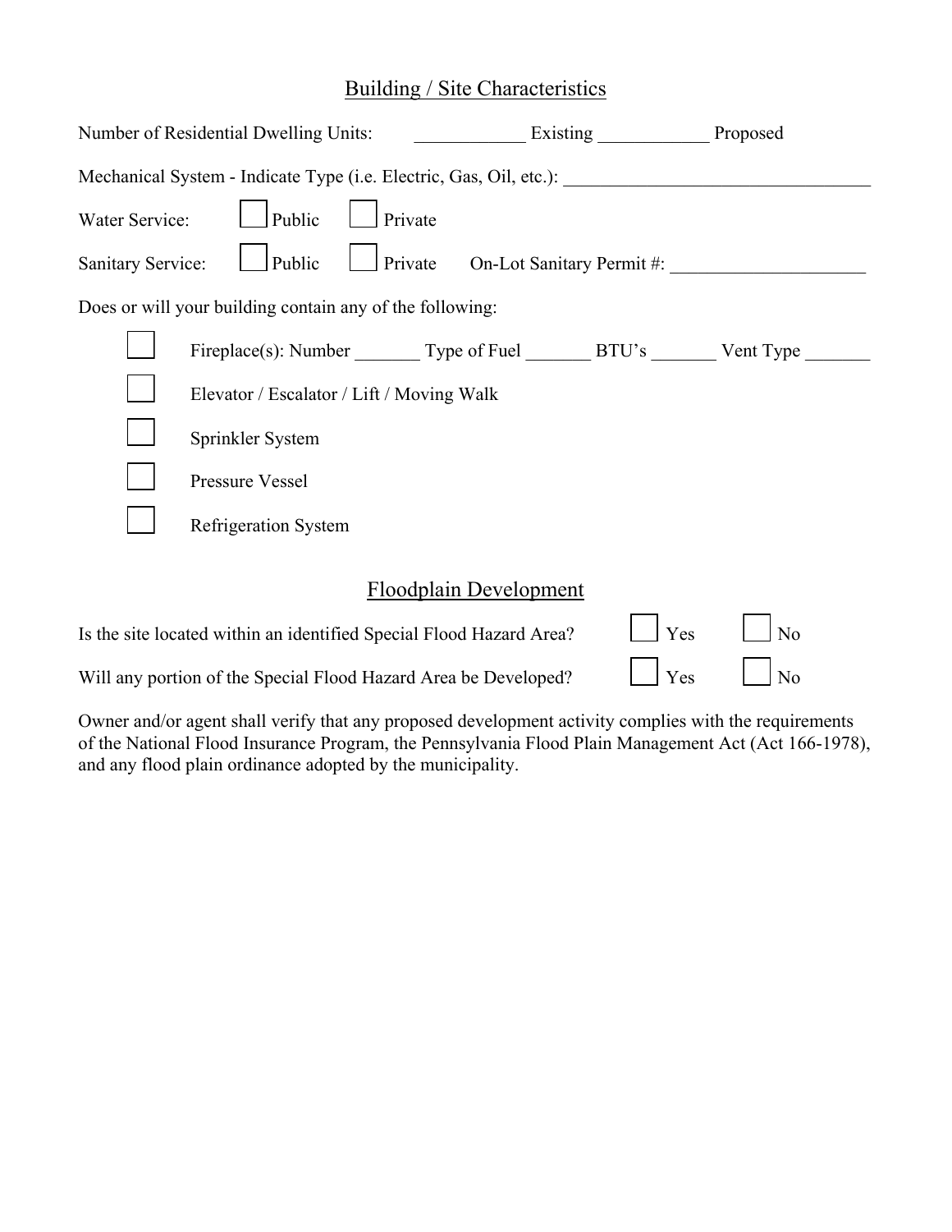## Building / Site Characteristics

Number of Residential Dwelling Units: ____________ Existing ____________ Proposed

Mechanical System - Indicate Type (i.e. Electric, Gas, Oil, etc.): ________________________________

Water Service: ☐ Public ☐ Private

Sanitary Service: ☐ Public ☐ Private On-Lot Sanitary Permit #: ____________________

Does or will your building contain any of the following:

- ☐ Fireplace(s): Number _______ Type of Fuel _______ BTU's _______ Vent Type _______
- ☐ Elevator / Escalator / Lift / Moving Walk
- ☐ Sprinkler System
- ☐ Pressure Vessel
- ☐ Refrigeration System

## Floodplain Development

Is the site located within an identified Special Flood Hazard Area? ☐ Yes ☐ No

Will any portion of the Special Flood Hazard Area be Developed? ☐ Yes ☐ No

Owner and/or agent shall verify that any proposed development activity complies with the requirements of the National Flood Insurance Program, the Pennsylvania Flood Plain Management Act (Act 166-1978), and any flood plain ordinance adopted by the municipality.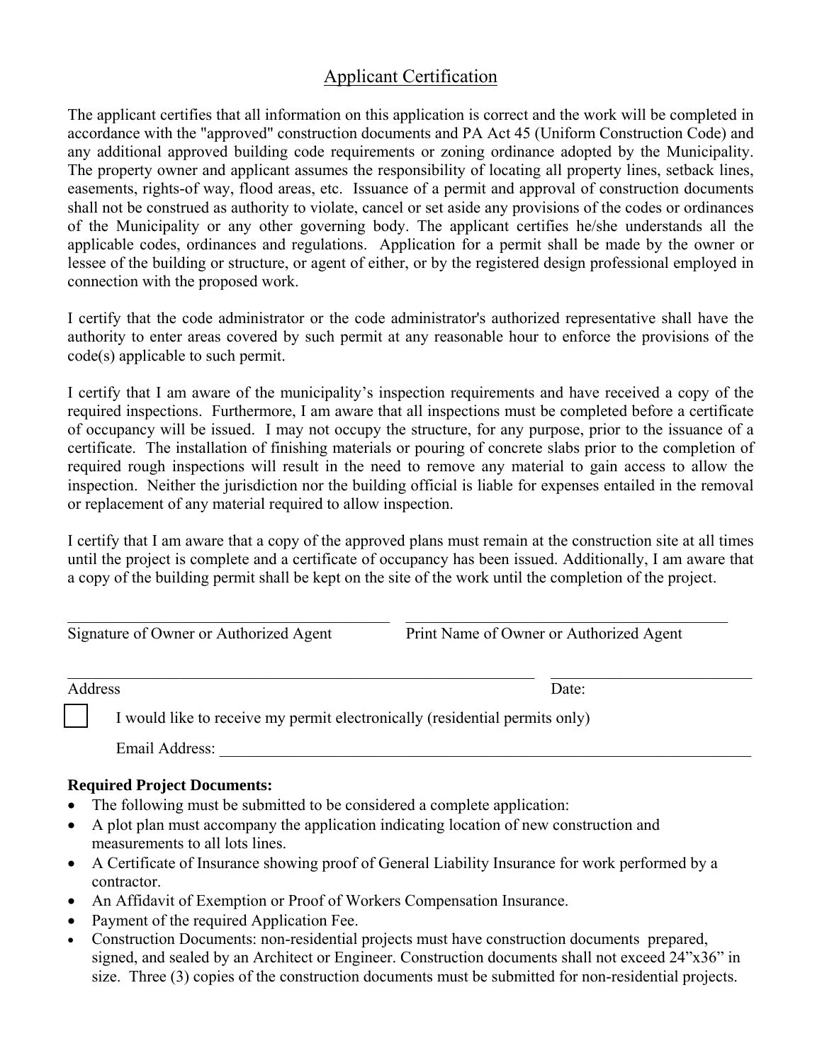## Applicant Certification

The applicant certifies that all information on this application is correct and the work will be completed in accordance with the "approved" construction documents and PA Act 45 (Uniform Construction Code) and any additional approved building code requirements or zoning ordinance adopted by the Municipality. The property owner and applicant assumes the responsibility of locating all property lines, setback lines, easements, rights-of way, flood areas, etc. Issuance of a permit and approval of construction documents shall not be construed as authority to violate, cancel or set aside any provisions of the codes or ordinances of the Municipality or any other governing body. The applicant certifies he/she understands all the applicable codes, ordinances and regulations. Application for a permit shall be made by the owner or lessee of the building or structure, or agent of either, or by the registered design professional employed in connection with the proposed work.

I certify that the code administrator or the code administrator's authorized representative shall have the authority to enter areas covered by such permit at any reasonable hour to enforce the provisions of the code(s) applicable to such permit.

I certify that I am aware of the municipality's inspection requirements and have received a copy of the required inspections. Furthermore, I am aware that all inspections must be completed before a certificate of occupancy will be issued. I may not occupy the structure, for any purpose, prior to the issuance of a certificate. The installation of finishing materials or pouring of concrete slabs prior to the completion of required rough inspections will result in the need to remove any material to gain access to allow the inspection. Neither the jurisdiction nor the building official is liable for expenses entailed in the removal or replacement of any material required to allow inspection.

I certify that I am aware that a copy of the approved plans must remain at the construction site at all times until the project is complete and a certificate of occupancy has been issued. Additionally, I am aware that a copy of the building permit shall be kept on the site of the work until the completion of the project.

_______________________________________ _______________________________________
Signature of Owner or Authorized Agent Print Name of Owner or Authorized Agent

_________________________________________________________ ________________________
Address Date:

☐ I would like to receive my permit electronically (residential permits only)

Email Address: ______________________________________________________________

**Required Project Documents:**

- The following must be submitted to be considered a complete application:
- A plot plan must accompany the application indicating location of new construction and measurements to all lots lines.
- A Certificate of Insurance showing proof of General Liability Insurance for work performed by a contractor.
- An Affidavit of Exemption or Proof of Workers Compensation Insurance.
- Payment of the required Application Fee.
- Construction Documents: non-residential projects must have construction documents prepared, signed, and sealed by an Architect or Engineer. Construction documents shall not exceed 24"x36" in size. Three (3) copies of the construction documents must be submitted for non-residential projects.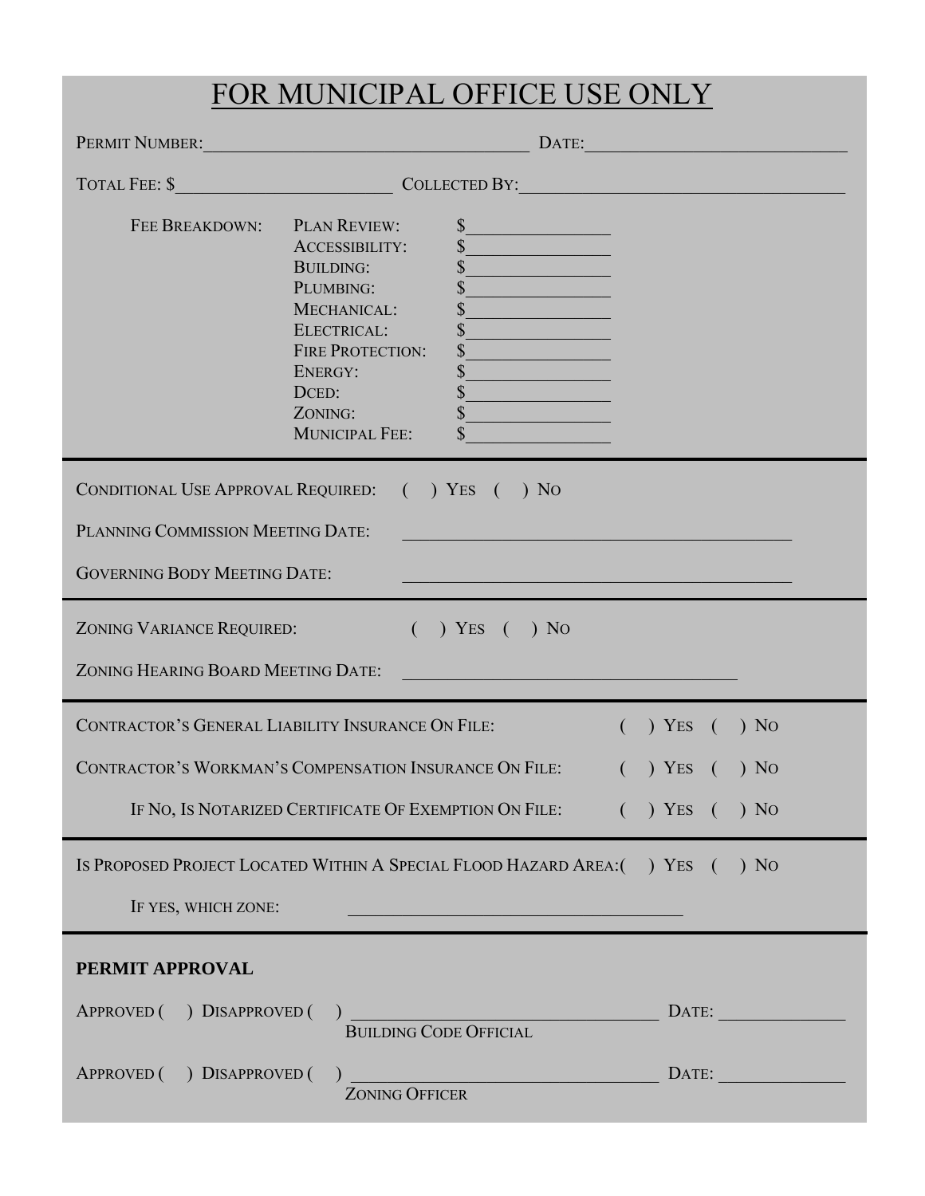# FOR MUNICIPAL OFFICE USE ONLY

PERMIT NUMBER:_________________________________ DATE:_________________________

TOTAL FEE: $_______________________ COLLECTED BY:_________________________________

FEE BREAKDOWN:

| | |
|---|---|
| PLAN REVIEW: | $_______________ |
| ACCESSIBILITY: | $_______________ |
| BUILDING: | $_______________ |
| PLUMBING: | $_______________ |
| MECHANICAL: | $_______________ |
| ELECTRICAL: | $_______________ |
| FIRE PROTECTION: | $_______________ |
| ENERGY: | $_______________ |
| DCED: | $_______________ |
| ZONING: | $_______________ |
| MUNICIPAL FEE: | $_______________ |

---

CONDITIONAL USE APPROVAL REQUIRED: ( ) YES ( ) NO

PLANNING COMMISSION MEETING DATE: ____________________________________________

GOVERNING BODY MEETING DATE: ____________________________________________

---

ZONING VARIANCE REQUIRED: ( ) YES ( ) NO

ZONING HEARING BOARD MEETING DATE: ____________________________________

---

CONTRACTOR'S GENERAL LIABILITY INSURANCE ON FILE: ( ) YES ( ) NO

CONTRACTOR'S WORKMAN'S COMPENSATION INSURANCE ON FILE: ( ) YES ( ) NO

IF NO, IS NOTARIZED CERTIFICATE OF EXEMPTION ON FILE: ( ) YES ( ) NO

---

IS PROPOSED PROJECT LOCATED WITHIN A SPECIAL FLOOD HAZARD AREA:( ) YES ( ) NO

IF YES, WHICH ZONE: ____________________________________

---

**PERMIT APPROVAL**

APPROVED ( ) DISAPPROVED ( ) __________________________________ DATE: ______________
BUILDING CODE OFFICIAL

APPROVED ( ) DISAPPROVED ( ) __________________________________ DATE: ______________
ZONING OFFICER